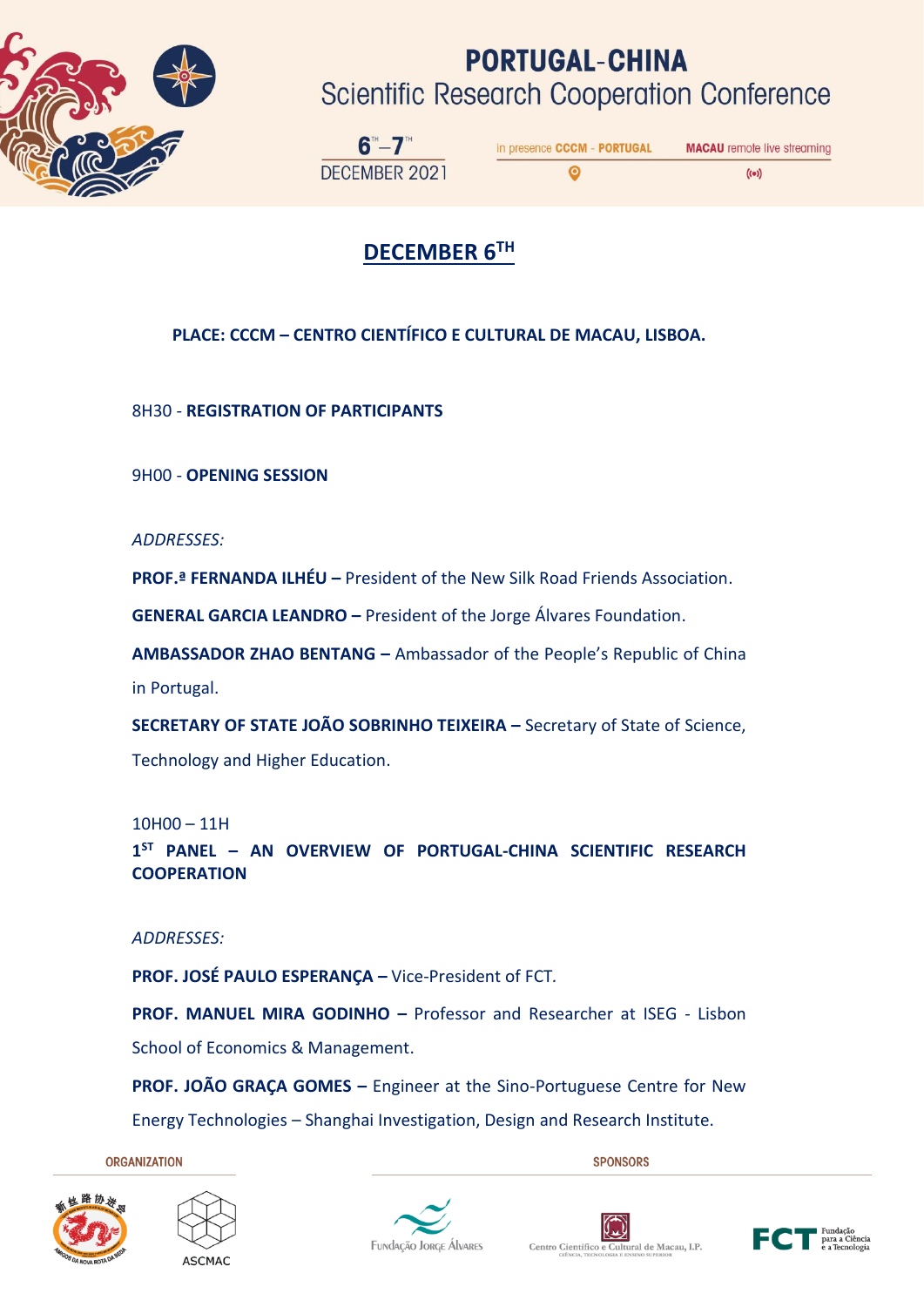# PORTUGAL-CHINA
## Scientific Research Cooperation Conference

6TH – 7TH DECEMBER 2021

in presence **CCCM - PORTUGAL** | **MACAU** remote live streaming

## DECEMBER 6TH

**PLACE: CCCM – CENTRO CIENTÍFICO E CULTURAL DE MACAU, LISBOA.**

8H30 - **REGISTRATION OF PARTICIPANTS**

9H00 - **OPENING SESSION**

*ADDRESSES:*

**PROF.ª FERNANDA ILHÉU –** President of the New Silk Road Friends Association.

**GENERAL GARCIA LEANDRO –** President of the Jorge Álvares Foundation.

**AMBASSADOR ZHAO BENTANG –** Ambassador of the People's Republic of China in Portugal.

**SECRETARY OF STATE JOÃO SOBRINHO TEIXEIRA –** Secretary of State of Science, Technology and Higher Education.

10H00 – 11H

**1ST PANEL – AN OVERVIEW OF PORTUGAL-CHINA SCIENTIFIC RESEARCH COOPERATION**

*ADDRESSES:*

**PROF. JOSÉ PAULO ESPERANÇA –** Vice-President of FCT.

**PROF. MANUEL MIRA GODINHO –** Professor and Researcher at ISEG - Lisbon School of Economics & Management.

**PROF. JOÃO GRAÇA GOMES –** Engineer at the Sino-Portuguese Centre for New Energy Technologies – Shanghai Investigation, Design and Research Institute.

ORGANIZATION: ASCMAC

SPONSORS: Fundação Jorge Álvares; Centro Científico e Cultural de Macau, I.P.; FCT Fundação para a Ciência e a Tecnologia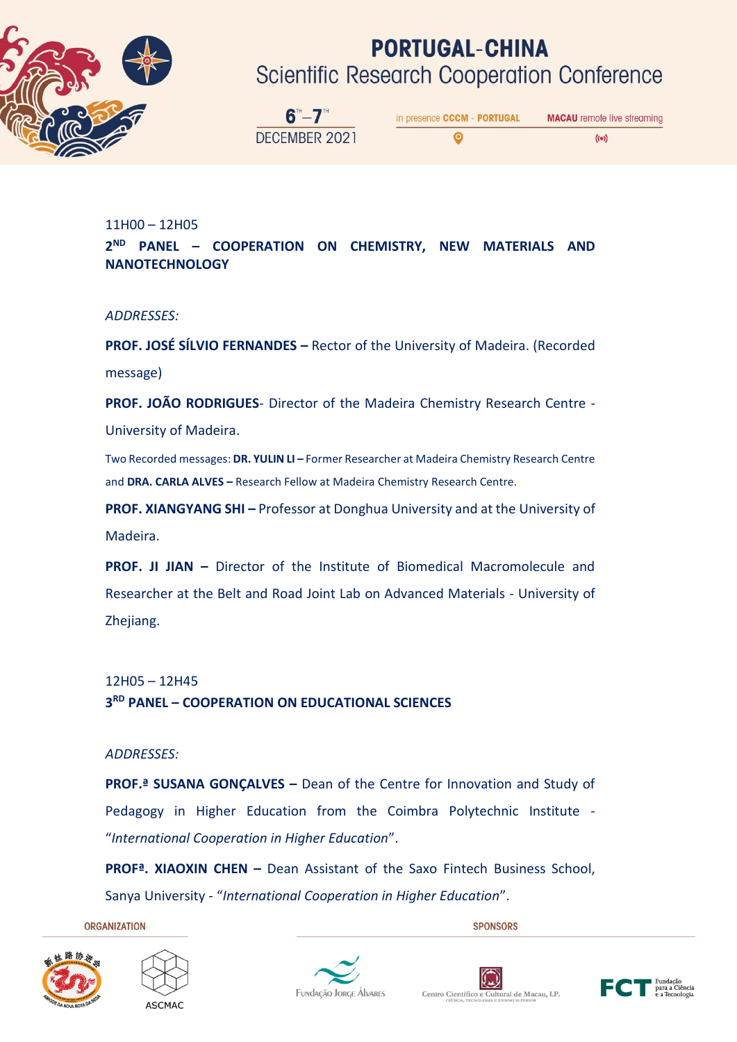11H00 – 12H05

**2ND PANEL – COOPERATION ON CHEMISTRY, NEW MATERIALS AND NANOTECHNOLOGY**

*ADDRESSES:*

**PROF. JOSÉ SÍLVIO FERNANDES –** Rector of the University of Madeira. (Recorded message)

**PROF. JOÃO RODRIGUES**- Director of the Madeira Chemistry Research Centre - University of Madeira.

Two Recorded messages: **DR. YULIN LI –** Former Researcher at Madeira Chemistry Research Centre and **DRA. CARLA ALVES –** Research Fellow at Madeira Chemistry Research Centre.

**PROF. XIANGYANG SHI –** Professor at Donghua University and at the University of Madeira.

**PROF. JI JIAN –** Director of the Institute of Biomedical Macromolecule and Researcher at the Belt and Road Joint Lab on Advanced Materials - University of Zhejiang.

12H05 – 12H45

**3RD PANEL – COOPERATION ON EDUCATIONAL SCIENCES**

*ADDRESSES:*

**PROF.ª SUSANA GONÇALVES –** Dean of the Centre for Innovation and Study of Pedagogy in Higher Education from the Coimbra Polytechnic Institute - "*International Cooperation in Higher Education*".

**PROFª. XIAOXIN CHEN –** Dean Assistant of the Saxo Fintech Business School, Sanya University - "*International Cooperation in Higher Education*".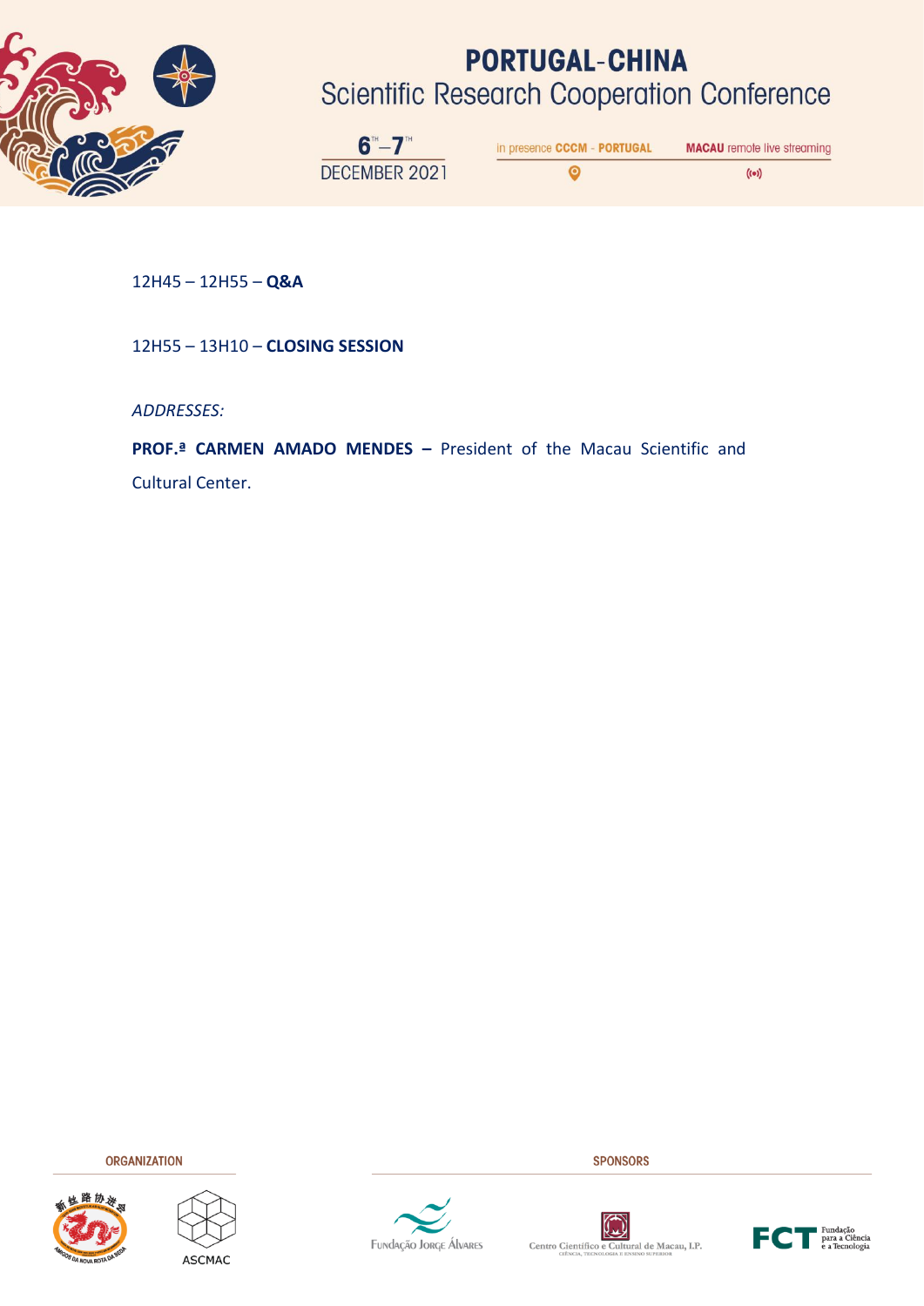12H45 – 12H55 – **Q&A**

12H55 – 13H10 – **CLOSING SESSION**

*ADDRESSES:*

**PROF.ª CARMEN AMADO MENDES –** President of the Macau Scientific and Cultural Center.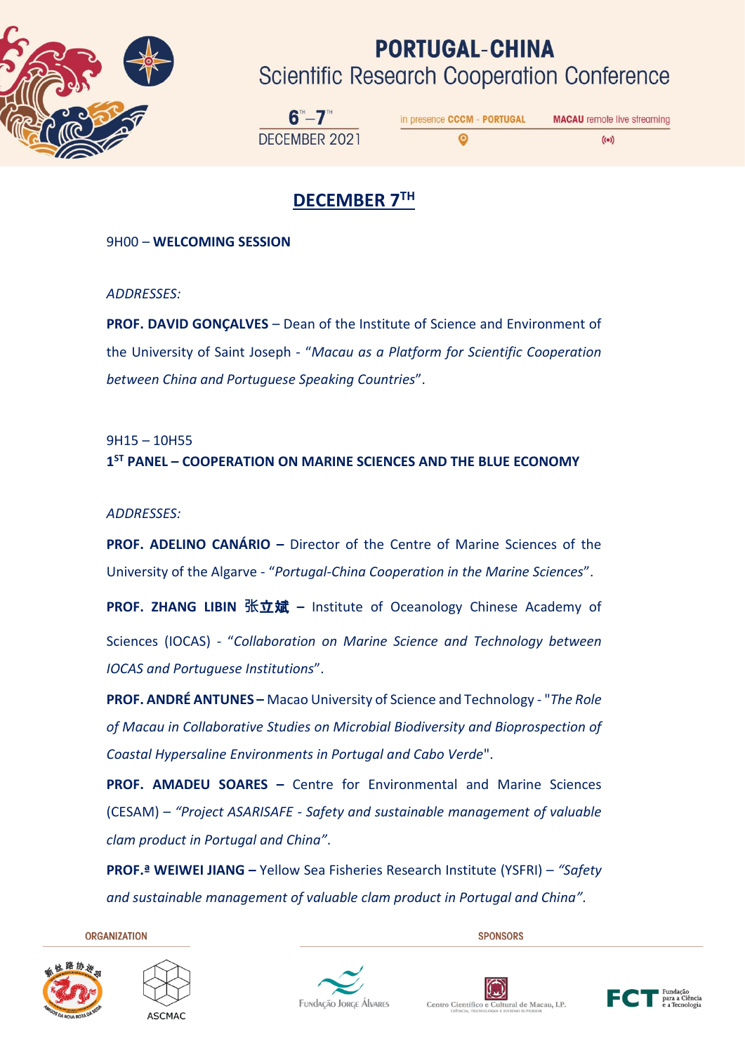## DECEMBER 7TH

9H00 – **WELCOMING SESSION**

*ADDRESSES:*

**PROF. DAVID GONÇALVES** – Dean of the Institute of Science and Environment of the University of Saint Joseph - "*Macau as a Platform for Scientific Cooperation between China and Portuguese Speaking Countries*".

9H15 – 10H55
**1ST PANEL – COOPERATION ON MARINE SCIENCES AND THE BLUE ECONOMY**

*ADDRESSES:*

**PROF. ADELINO CANÁRIO –** Director of the Centre of Marine Sciences of the University of the Algarve - "*Portugal-China Cooperation in the Marine Sciences*".

**PROF. ZHANG LIBIN 张立斌 –** Institute of Oceanology Chinese Academy of Sciences (IOCAS) - "*Collaboration on Marine Science and Technology between IOCAS and Portuguese Institutions*".

**PROF. ANDRÉ ANTUNES –** Macao University of Science and Technology - "*The Role of Macau in Collaborative Studies on Microbial Biodiversity and Bioprospection of Coastal Hypersaline Environments in Portugal and Cabo Verde*".

**PROF. AMADEU SOARES –** Centre for Environmental and Marine Sciences (CESAM) – *"Project ASARISAFE - Safety and sustainable management of valuable clam product in Portugal and China"*.

**PROF.ª WEIWEI JIANG –** Yellow Sea Fisheries Research Institute (YSFRI) – *"Safety and sustainable management of valuable clam product in Portugal and China"*.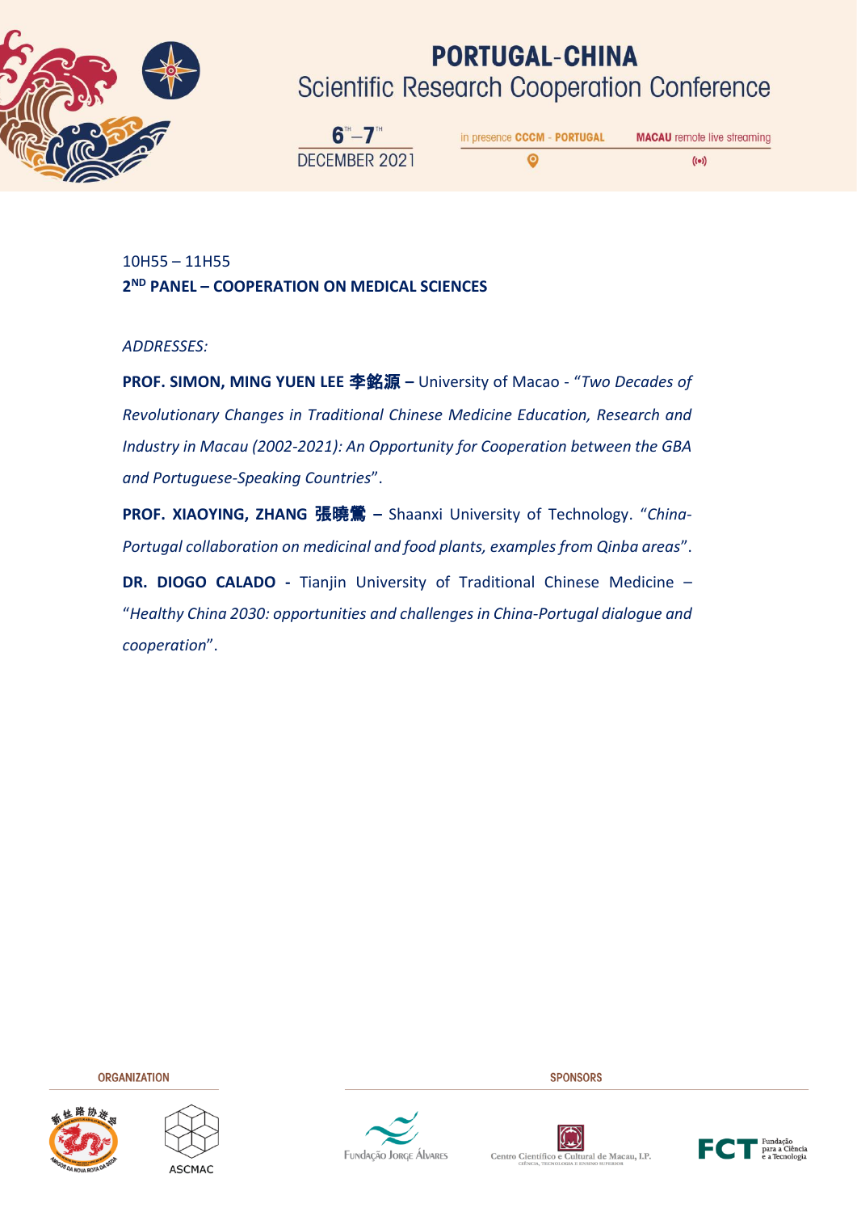10H55 – 11H55

## 2ND PANEL – COOPERATION ON MEDICAL SCIENCES

*ADDRESSES:*

**PROF. SIMON, MING YUEN LEE 李銘源 –** University of Macao - "*Two Decades of Revolutionary Changes in Traditional Chinese Medicine Education, Research and Industry in Macau (2002-2021): An Opportunity for Cooperation between the GBA and Portuguese-Speaking Countries*".

**PROF. XIAOYING, ZHANG 張曉鶯 –** Shaanxi University of Technology. "*China-Portugal collaboration on medicinal and food plants, examples from Qinba areas*".

**DR. DIOGO CALADO -** Tianjin University of Traditional Chinese Medicine – "*Healthy China 2030: opportunities and challenges in China-Portugal dialogue and cooperation*".

ORGANIZATION

ASCMAC

SPONSORS

Fundação Jorge Álvares

Centro Científico e Cultural de Macau, I.P.

FCT Fundação para a Ciência e a Tecnologia